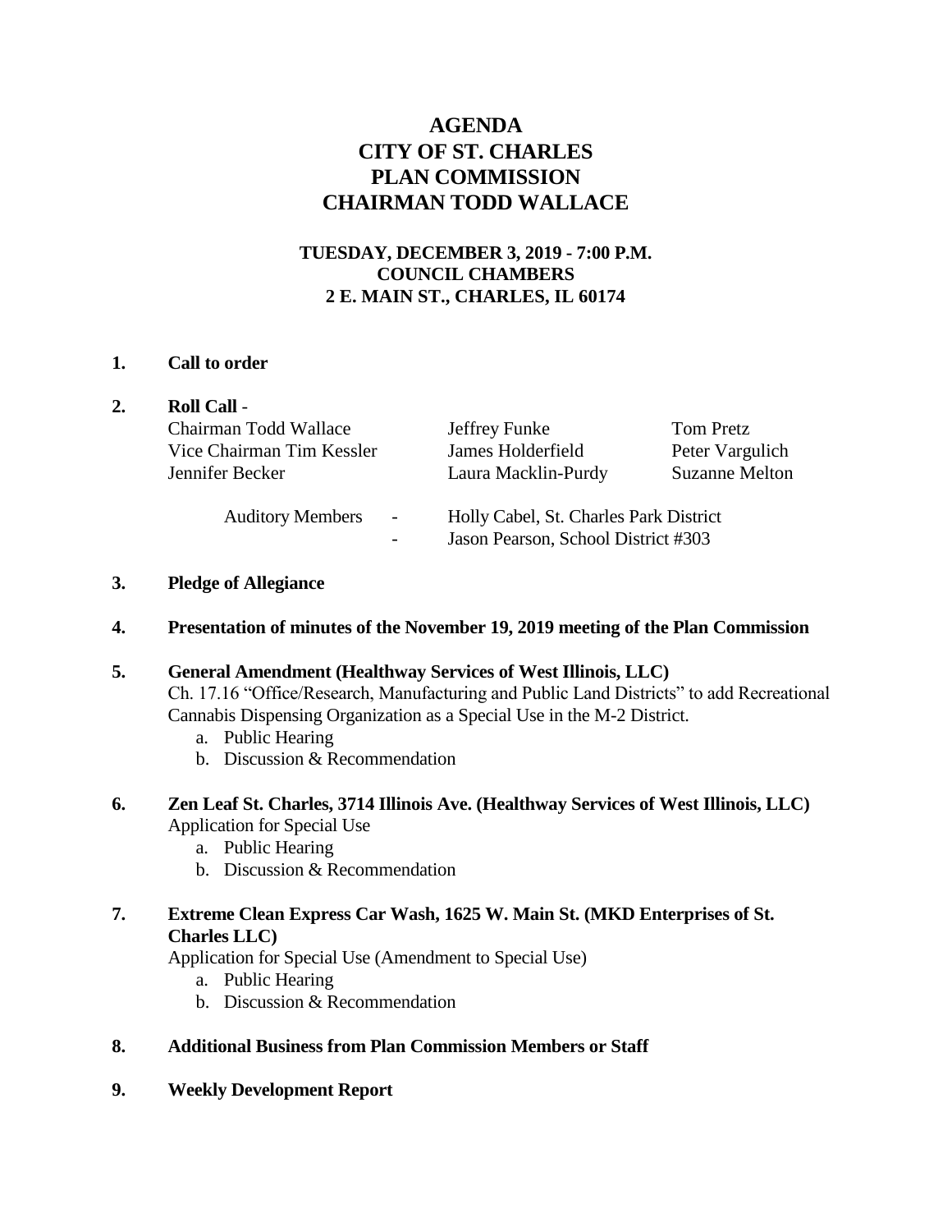# AGENDA
# CITY OF ST. CHARLES
# PLAN COMMISSION
# CHAIRMAN TODD WALLACE

**TUESDAY, DECEMBER 3, 2019 - 7:00 P.M.**
**COUNCIL CHAMBERS**
**2 E. MAIN ST., CHARLES, IL 60174**

**1. Call to order**

**2. Roll Call** -

| | | |
|---|---|---|
| Chairman Todd Wallace | Jeffrey Funke | Tom Pretz |
| Vice Chairman Tim Kessler | James Holderfield | Peter Vargulich |
| Jennifer Becker | Laura Macklin-Purdy | Suzanne Melton |

Auditory Members
- Holly Cabel, St. Charles Park District
- Jason Pearson, School District #303

**3. Pledge of Allegiance**

**4. Presentation of minutes of the November 19, 2019 meeting of the Plan Commission**

**5. General Amendment (Healthway Services of West Illinois, LLC)**
Ch. 17.16 "Office/Research, Manufacturing and Public Land Districts" to add Recreational Cannabis Dispensing Organization as a Special Use in the M-2 District.
   a. Public Hearing
   b. Discussion & Recommendation

**6. Zen Leaf St. Charles, 3714 Illinois Ave. (Healthway Services of West Illinois, LLC)**
Application for Special Use
   a. Public Hearing
   b. Discussion & Recommendation

**7. Extreme Clean Express Car Wash, 1625 W. Main St. (MKD Enterprises of St. Charles LLC)**
Application for Special Use (Amendment to Special Use)
   a. Public Hearing
   b. Discussion & Recommendation

**8. Additional Business from Plan Commission Members or Staff**

**9. Weekly Development Report**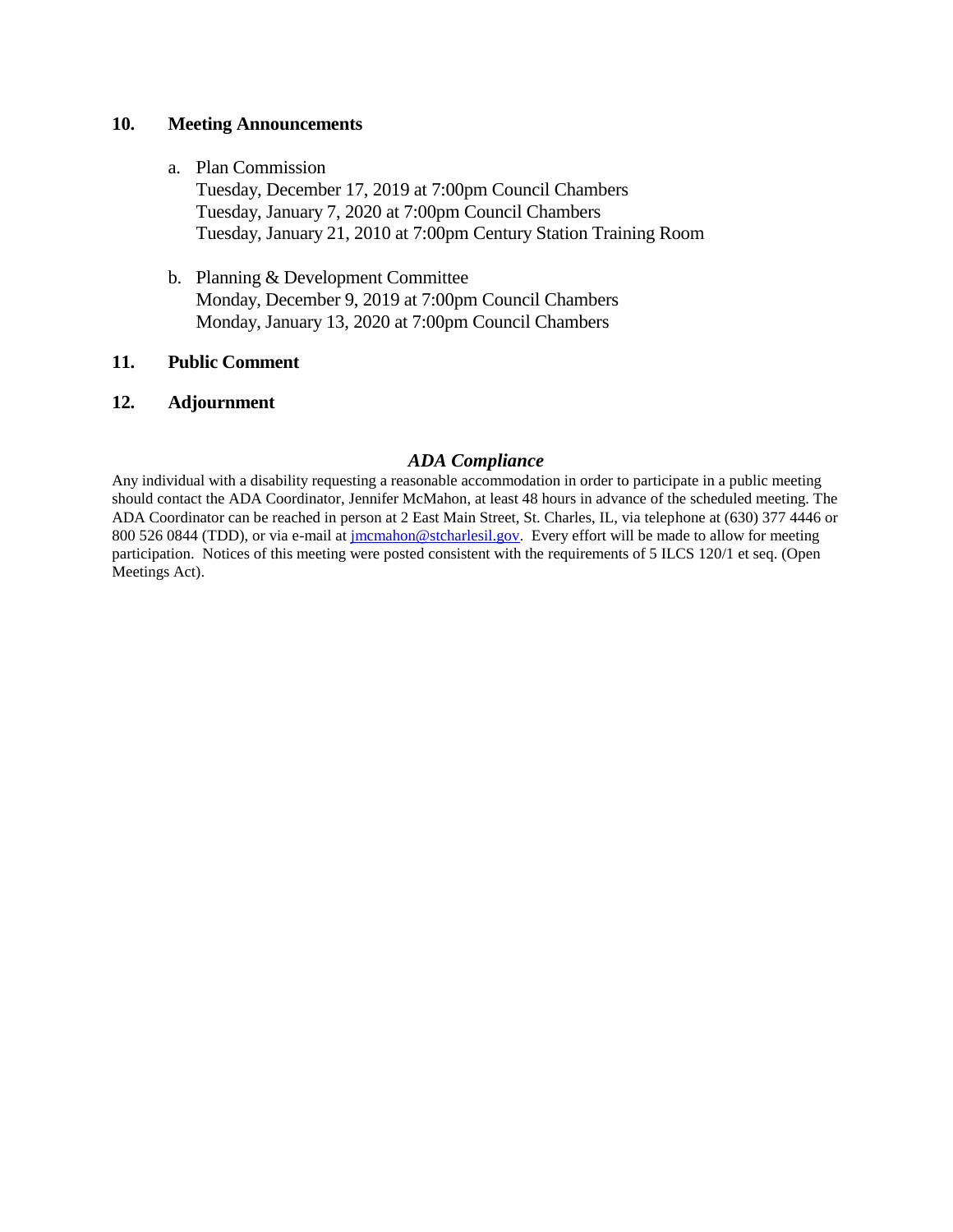## 10. Meeting Announcements

a. Plan Commission
   Tuesday, December 17, 2019 at 7:00pm Council Chambers
   Tuesday, January 7, 2020 at 7:00pm Council Chambers
   Tuesday, January 21, 2010 at 7:00pm Century Station Training Room

b. Planning & Development Committee
   Monday, December 9, 2019 at 7:00pm Council Chambers
   Monday, January 13, 2020 at 7:00pm Council Chambers

## 11. Public Comment

## 12. Adjournment

### *ADA Compliance*

Any individual with a disability requesting a reasonable accommodation in order to participate in a public meeting should contact the ADA Coordinator, Jennifer McMahon, at least 48 hours in advance of the scheduled meeting. The ADA Coordinator can be reached in person at 2 East Main Street, St. Charles, IL, via telephone at (630) 377 4446 or 800 526 0844 (TDD), or via e-mail at jmcmahon@stcharlesil.gov. Every effort will be made to allow for meeting participation. Notices of this meeting were posted consistent with the requirements of 5 ILCS 120/1 et seq. (Open Meetings Act).